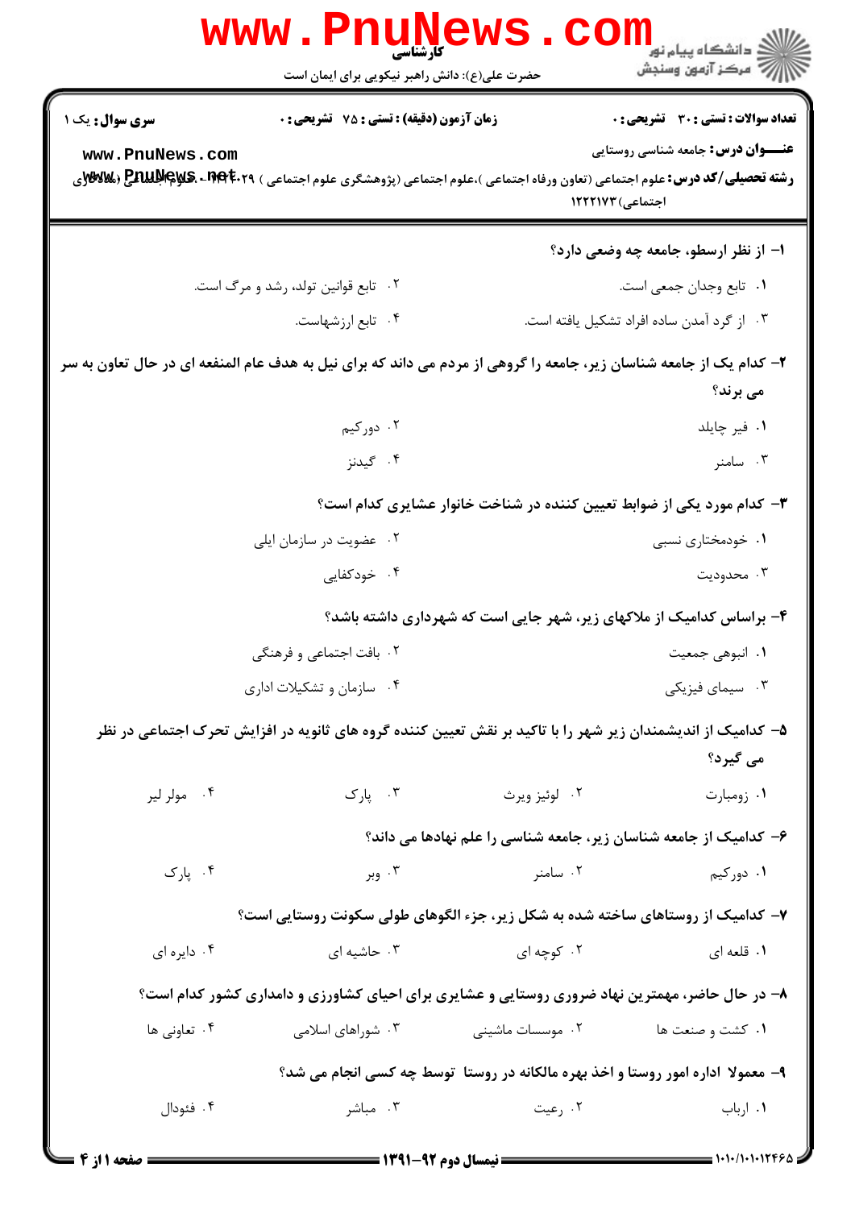**سری سوال:** یک ۱

**زمان آزمون (دقیقه) : تستی : ۷۵ تشریحی : ۰**

**تعداد سوالات : تستی : ۳۰ تشریحی : ۰**

**عنـــوان درس:** جامعه شناسی روستایی

**رشته تحصیلی/کد درس:** علوم اجتماعی (تعاون ورفاه اجتماعی )،علوم اجتماعی (پژوهشگری علوم اجتماعی ) ۱۲۲۲۰۲۹ - ،علوم اجتماعی (مددکاری اجتماعی)۱۲۲۲۱۷۳

۱- از نظر ارسطو، جامعه چه وضعی دارد؟

۱. تابع وجدان جمعی است.

۲. تابع قوانین تولد، رشد و مرگ است.

۳. از گرد آمدن ساده افراد تشکیل یافته است.

۴. تابع ارزشهاست.

۲- کدام یک از جامعه شناسان زیر، جامعه را گروهی از مردم می داند که برای نیل به هدف عام المنفعه ای در حال تعاون به سر می برند؟

۱. فیر چایلد

۲. دورکیم

۳. سامنر

۴. گیدنز

۳- کدام مورد یکی از ضوابط تعیین کننده در شناخت خانوار عشایری کدام است؟

۱. خودمختاری نسبی

۲. عضویت در سازمان ایلی

۳. محدودیت

۴. خودکفایی

۴- براساس کدامیک از ملاکهای زیر، شهر جایی است که شهرداری داشته باشد؟

۱. انبوهی جمعیت

۲. بافت اجتماعی و فرهنگی

۳. سیمای فیزیکی

۴. سازمان و تشکیلات اداری

۵- کدامیک از اندیشمندان زیر شهر را با تاکید بر نقش تعیین کننده گروه های ثانویه در افزایش تحرک اجتماعی در نظر می گیرد؟

۱. زومبارت

۲. لوئیز ویرث

۳. پارک

۴. مولر لیر

۶- کدامیک از جامعه شناسان زیر، جامعه شناسی را علم نهادها می داند؟

۱. دورکیم

۲. سامنر

۳. وبر

۴. پارک

۷- کدامیک از روستاهای ساخته شده به شکل زیر، جزء الگوهای طولی سکونت روستایی است؟

۱. قلعه ای

۲. کوچه ای

۳. حاشیه ای

۴. دایره ای

۸- در حال حاضر، مهمترین نهاد ضروری روستایی و عشایری برای احیای کشاورزی و دامداری کشور کدام است؟

۱. کشت و صنعت ها

۲. موسسات ماشینی

۳. شوراهای اسلامی

۴. تعاونی ها

۹- معمولا اداره امور روستا و اخذ بهره مالکانه در روستا توسط چه کسی انجام می شد؟

۱. ارباب

۲. رعیت

۳. مباشر

۴. فئودال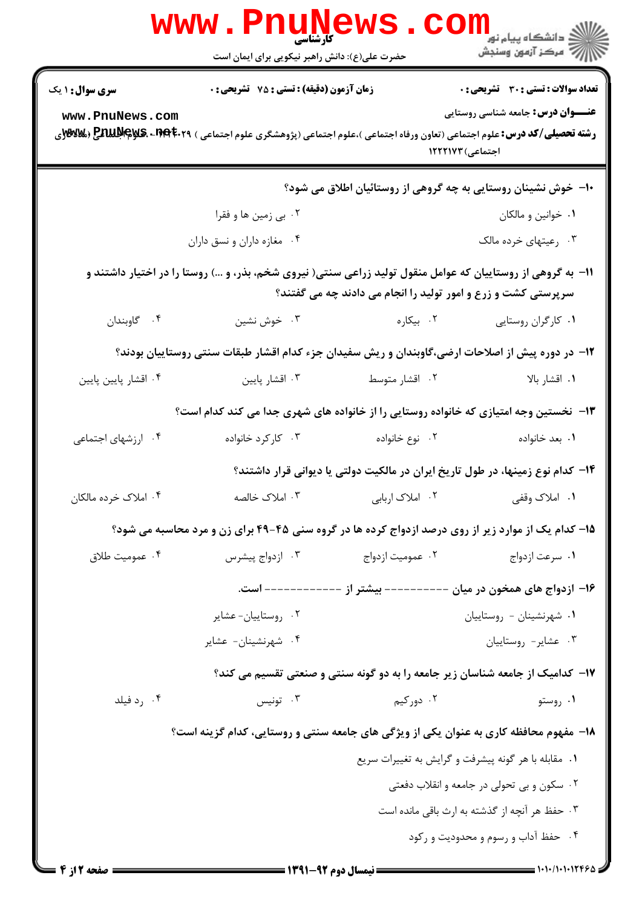**سری سوال:** ۱ یک

**زمان آزمون (دقیقه) : تستی : ۷۵ تشریحی : ۰**

**تعداد سوالات : تستی : ۳۰ تشریحی : ۰**

**عنـــوان درس:** جامعه شناسی روستایی

**رشته تحصیلی/کد درس:** علوم اجتماعی (تعاون ورفاه اجتماعی )،علوم اجتماعی (پژوهشگری علوم اجتماعی ) ۱۲۲۲۰۲۹ - ،علوم اجتماعی (مددکاری اجتماعی)۱۲۲۲۱۷۳

۱۰- خوش نشینان روستایی به چه گروهی از روستائیان اطلاق می شود؟

۱. خوانین و مالکان
۲. بی زمین ها و فقرا
۳. رعیتهای خرده مالک
۴. مغازه داران و نسق داران

۱۱- به گروهی از روستاییان که عوامل منقول تولید زراعی سنتی( نیروی شخم، بذر، و ...) روستا را در اختیار داشتند و سرپرستی کشت و زرع و امور تولید را انجام می دادند چه می گفتند؟

۱. کارگران روستایی
۲. بیکاره
۳. خوش نشین
۴. گاوبندان

۱۲- در دوره پیش از اصلاحات ارضی،گاوبندان و ریش سفیدان جزء کدام اقشار طبقات سنتی روستاییان بودند؟

۱. اقشار بالا
۲. اقشار متوسط
۳. اقشار پایین
۴. اقشار پایین پایین

۱۳- نخستین وجه امتیازی که خانواده روستایی را از خانواده های شهری جدا می کند کدام است؟

۱. بعد خانواده
۲. نوع خانواده
۳. کارکرد خانواده
۴. ارزشهای اجتماعی

۱۴- کدام نوع زمینها، در طول تاریخ ایران در مالکیت دولتی یا دیوانی قرار داشتند؟

۱. املاک وقفی
۲. املاک اربابی
۳. املاک خالصه
۴. املاک خرده مالکان

۱۵- کدام یک از موارد زیر از روی درصد ازدواج کرده ها در گروه سنی ۴۵-۴۹ برای زن و مرد محاسبه می شود؟

۱. سرعت ازدواج
۲. عمومیت ازدواج
۳. ازدواج پیشرس
۴. عمومیت طلاق

۱۶- ازدواج های همخون در میان ---------- بیشتر از ------------ است.

۱. شهرنشینان - روستاییان
۲. روستاییان- عشایر
۳. عشایر- روستاییان
۴. شهرنشینان- عشایر

۱۷- کدامیک از جامعه شناسان زیر جامعه را به دو گونه سنتی و صنعتی تقسیم می کند؟

۱. روستو
۲. دورکیم
۳. تونیس
۴. رد فیلد

۱۸- مفهوم محافظه کاری به عنوان یکی از ویژگی های جامعه سنتی و روستایی، کدام گزینه است؟

۱. مقابله با هر گونه پیشرفت و گرایش به تغییرات سریع
۲. سکون و بی تحولی در جامعه و انقلاب دفعتی
۳. حفظ هر آنچه از گذشته به ارث باقی مانده است
۴. حفظ آداب و رسوم و محدودیت و رکود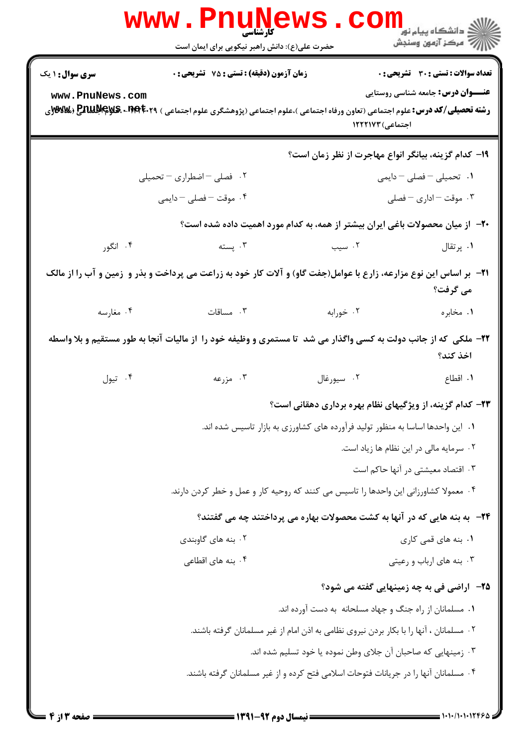**سری سوال:** ۱ یک　　**زمان آزمون (دقیقه) : تستی :** ۷۵ **تشریحی :** ۰　　**تعداد سوالات : تستی :** ۳۰ **تشریحی :** ۰

**عنـــوان درس:** جامعه شناسی روستایی

**رشته تحصیلی/کد درس:** علوم اجتماعی (تعاون ورفاه اجتماعی )،علوم اجتماعی (پژوهشگری علوم اجتماعی ) ۱۲۲۲۰۲۹ - ،علوم اجتماعی (مددکاری اجتماعی) ۱۲۲۲۱۷۳

**۱۹- کدام گزینه، بیانگر انواع مهاجرت از نظر زمان است؟**

۱. تحمیلی – فصلی – دایمی
۲. فصلی – اضطراری – تحمیلی
۳. موقت – اداری – فصلی
۴. موقت – فصلی – دایمی

**۲۰- از میان محصولات باغی ایران بیشتر از همه، به کدام مورد اهمیت داده شده است؟**

۱. پرتقال
۲. سیب
۳. پسته
۴. انگور

**۲۱- بر اساس این نوع مزارعه، زارع با عوامل(جفت گاو) و آلات کار خود به زراعت می پرداخت و بذر و زمین و آب را از مالک می گرفت؟**

۱. مخابره
۲. خورابه
۳. مساقات
۴. مغارسه

**۲۲- ملکی که از جانب دولت به کسی واگذار می شد تا مستمری و وظیفه خود را از مالیات آنجا به طور مستقیم و بلا واسطه اخذ کند؟**

۱. اقطاع
۲. سیورغال
۳. مزرعه
۴. تیول

**۲۳- کدام گزینه، از ویژگیهای نظام بهره برداری دهقانی است؟**

۱. این واحدها اساسا به منظور تولید فرآورده های کشاورزی به بازار تاسیس شده اند.
۲. سرمایه مالی در این نظام ها زیاد است.
۳. اقتصاد معیشتی در آنها حاکم است
۴. معمولا کشاورزانی این واحدها را تاسیس می کنند که روحیه کار و عمل و خطر کردن دارند.

**۲۴- به بنه هایی که در آنها به کشت محصولات بهاره می پرداختند چه می گفتند؟**

۱. بنه های قمی کاری
۲. بنه های گاوبندی
۳. بنه های ارباب و رعیتی
۴. بنه های اقطاعی

**۲۵- اراضی فی به چه زمینهایی گفته می شود؟**

۱. مسلمانان از راه جنگ و جهاد مسلحانه به دست آورده اند.
۲. مسلمانان ، آنها را با بکار بردن نیروی نظامی به اذن امام از غیر مسلمانان گرفته باشند.
۳. زمینهایی که صاحبان آن جلای وطن نموده یا خود تسلیم شده اند.
۴. مسلمانان آنها را در جریانات فتوحات اسلامی فتح کرده و از غیر مسلمانان گرفته باشند.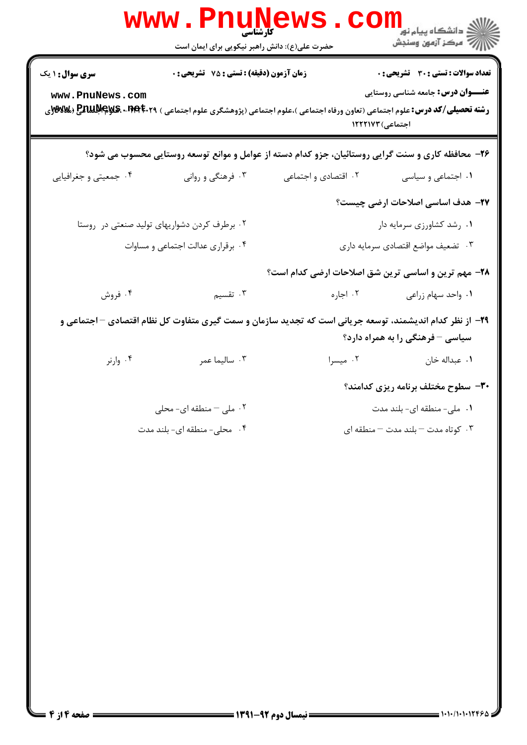۲۶- محافظه کاری و سنت گرایی روستائیان، جزو کدام دسته از عوامل و موانع توسعه روستایی محسوب می شود؟

۱. اجتماعی و سیاسی
۲. اقتصادی و اجتماعی
۳. فرهنگی و روانی
۴. جمعیتی و جغرافیایی

۲۷- هدف اساسی اصلاحات ارضی چیست؟

۱. رشد کشاورزی سرمایه دار
۲. برطرف کردن دشواریهای تولید صنعتی در روستا
۳. تضعیف مواضع اقتصادی سرمایه داری
۴. برقراری عدالت اجتماعی و مساوات

۲۸- مهم ترین و اساسی ترین شق اصلاحات ارضی کدام است؟

۱. واحد سهام زراعی
۲. اجاره
۳. تقسیم
۴. فروش

۲۹- از نظر کدام اندیشمند، توسعه جریانی است که تجدید سازمان و سمت گیری متفاوت کل نظام اقتصادی – اجتماعی و سیاسی – فرهنگی را به همراه دارد؟

۱. عبداله خان
۲. میسرا
۳. سالیما عمر
۴. وارنر

۳۰- سطوح مختلف برنامه ریزی کدامند؟

۱. ملی- منطقه ای- بلند مدت
۲. ملی – منطقه ای- محلی
۳. کوتاه مدت – بلند مدت – منطقه ای
۴. محلی- منطقه ای- بلند مدت